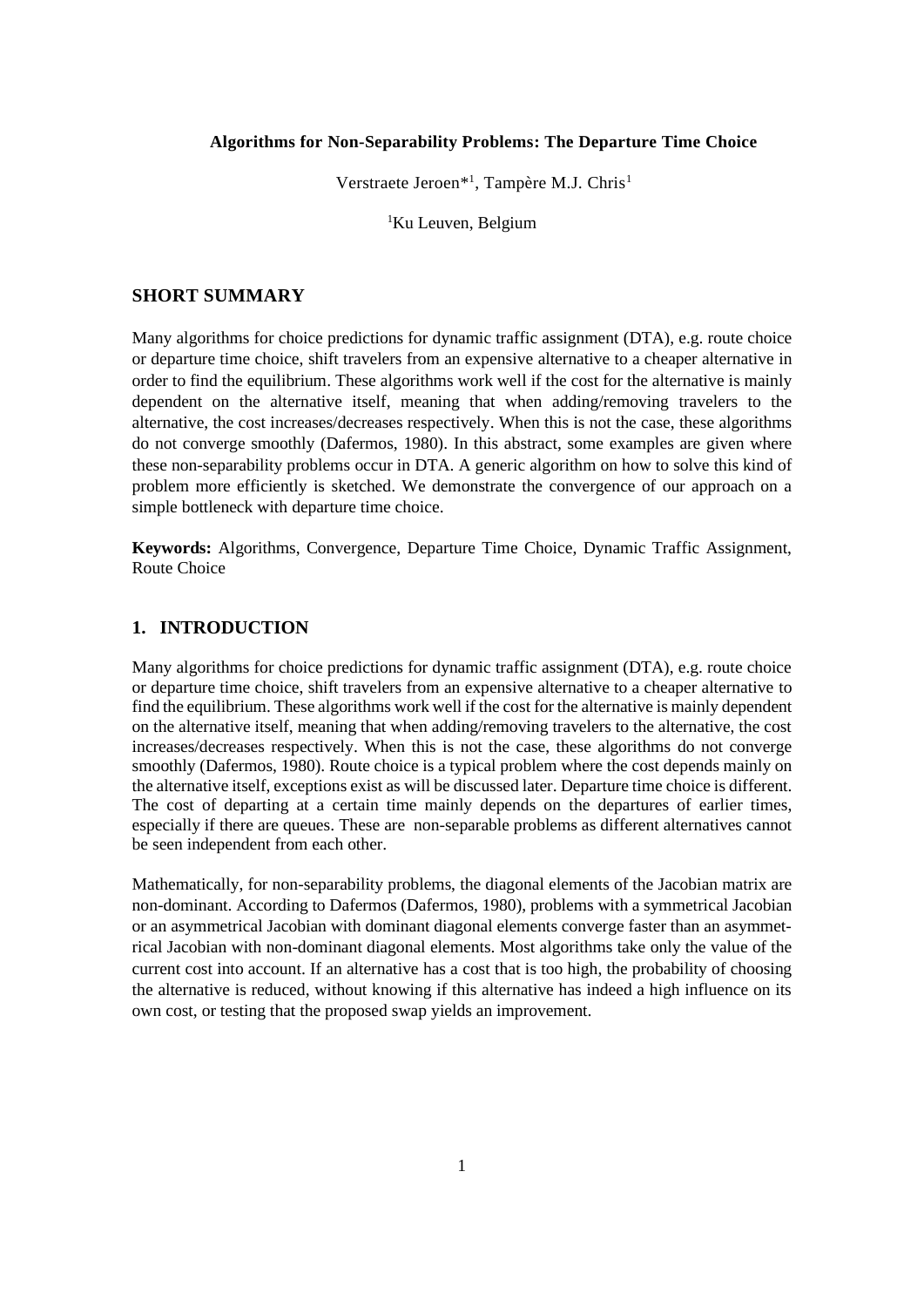**Algorithms for Non-Separability Problems: The Departure Time Choice**

Verstraete Jeroen*[1], Tampère M.J. Chris[1]

[1]Ku Leuven, Belgium

## SHORT SUMMARY

Many algorithms for choice predictions for dynamic traffic assignment (DTA), e.g. route choice or departure time choice, shift travelers from an expensive alternative to a cheaper alternative in order to find the equilibrium. These algorithms work well if the cost for the alternative is mainly dependent on the alternative itself, meaning that when adding/removing travelers to the alternative, the cost increases/decreases respectively. When this is not the case, these algorithms do not converge smoothly (Dafermos, 1980). In this abstract, some examples are given where these non-separability problems occur in DTA. A generic algorithm on how to solve this kind of problem more efficiently is sketched. We demonstrate the convergence of our approach on a simple bottleneck with departure time choice.

**Keywords:** Algorithms, Convergence, Departure Time Choice, Dynamic Traffic Assignment, Route Choice

## 1. INTRODUCTION

Many algorithms for choice predictions for dynamic traffic assignment (DTA), e.g. route choice or departure time choice, shift travelers from an expensive alternative to a cheaper alternative to find the equilibrium. These algorithms work well if the cost for the alternative is mainly dependent on the alternative itself, meaning that when adding/removing travelers to the alternative, the cost increases/decreases respectively. When this is not the case, these algorithms do not converge smoothly (Dafermos, 1980). Route choice is a typical problem where the cost depends mainly on the alternative itself, exceptions exist as will be discussed later. Departure time choice is different. The cost of departing at a certain time mainly depends on the departures of earlier times, especially if there are queues. These are non-separable problems as different alternatives cannot be seen independent from each other.

Mathematically, for non-separability problems, the diagonal elements of the Jacobian matrix are non-dominant. According to Dafermos (Dafermos, 1980), problems with a symmetrical Jacobian or an asymmetrical Jacobian with dominant diagonal elements converge faster than an asymmetrical Jacobian with non-dominant diagonal elements. Most algorithms take only the value of the current cost into account. If an alternative has a cost that is too high, the probability of choosing the alternative is reduced, without knowing if this alternative has indeed a high influence on its own cost, or testing that the proposed swap yields an improvement.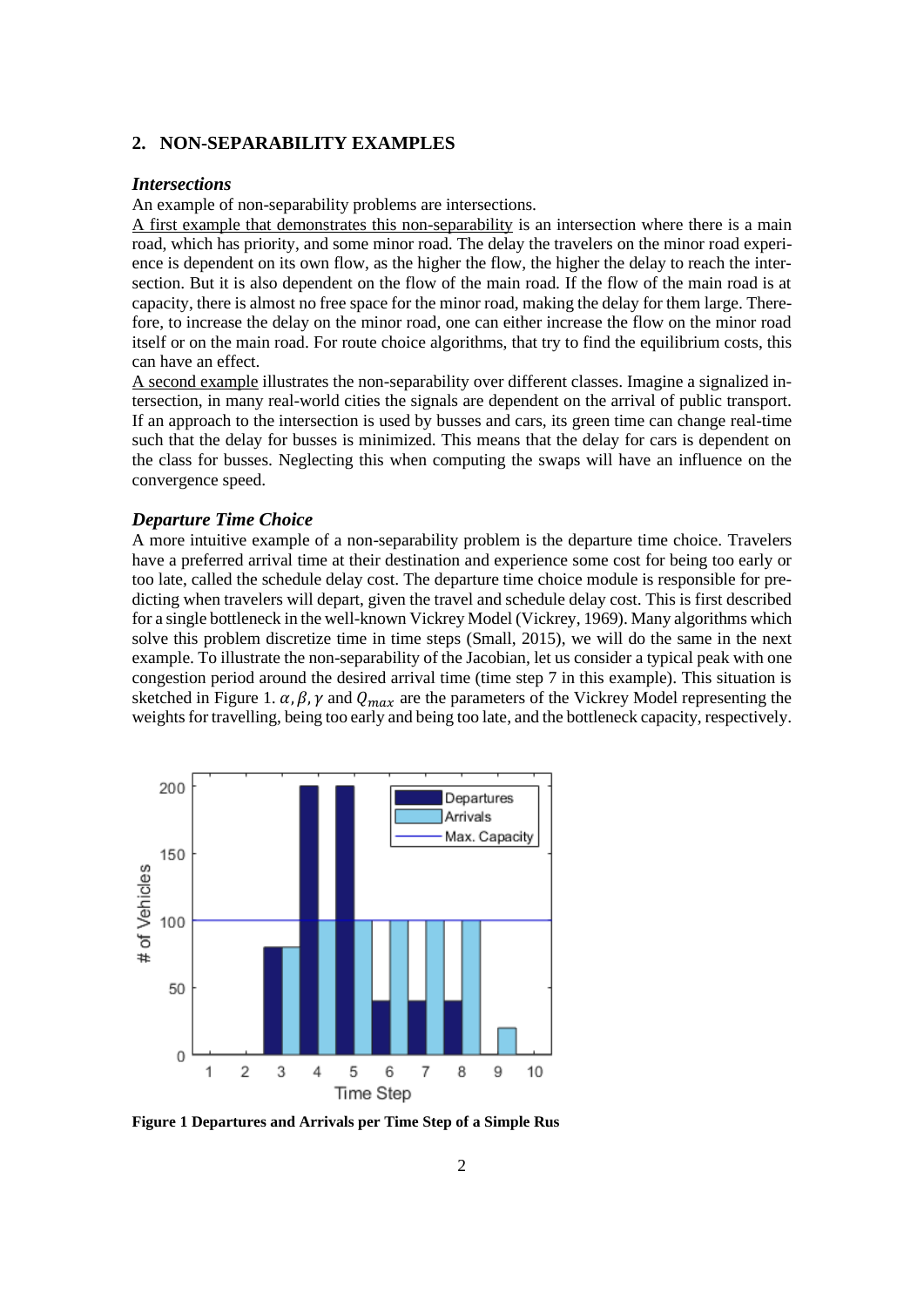## 2. NON-SEPARABILITY EXAMPLES

### *Intersections*

An example of non-separability problems are intersections.

A first example that demonstrates this non-separability is an intersection where there is a main road, which has priority, and some minor road. The delay the travelers on the minor road experience is dependent on its own flow, as the higher the flow, the higher the delay to reach the intersection. But it is also dependent on the flow of the main road. If the flow of the main road is at capacity, there is almost no free space for the minor road, making the delay for them large. Therefore, to increase the delay on the minor road, one can either increase the flow on the minor road itself or on the main road. For route choice algorithms, that try to find the equilibrium costs, this can have an effect.

A second example illustrates the non-separability over different classes. Imagine a signalized intersection, in many real-world cities the signals are dependent on the arrival of public transport. If an approach to the intersection is used by busses and cars, its green time can change real-time such that the delay for busses is minimized. This means that the delay for cars is dependent on the class for busses. Neglecting this when computing the swaps will have an influence on the convergence speed.

### *Departure Time Choice*

A more intuitive example of a non-separability problem is the departure time choice. Travelers have a preferred arrival time at their destination and experience some cost for being too early or too late, called the schedule delay cost. The departure time choice module is responsible for predicting when travelers will depart, given the travel and schedule delay cost. This is first described for a single bottleneck in the well-known Vickrey Model (Vickrey, 1969). Many algorithms which solve this problem discretize time in time steps (Small, 2015), we will do the same in the next example. To illustrate the non-separability of the Jacobian, let us consider a typical peak with one congestion period around the desired arrival time (time step 7 in this example). This situation is sketched in Figure 1. $\alpha, \beta, \gamma$ and $Q_{max}$ are the parameters of the Vickrey Model representing the weights for travelling, being too early and being too late, and the bottleneck capacity, respectively.

**Figure 1 Departures and Arrivals per Time Step of a Simple Rus**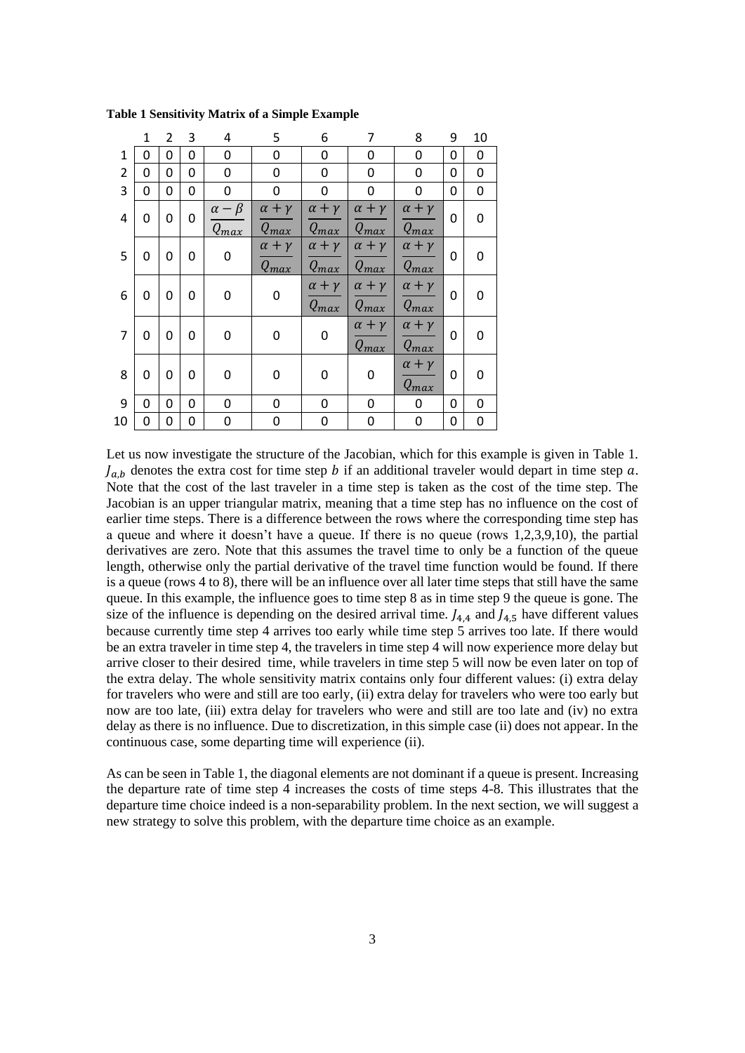**Table 1 Sensitivity Matrix of a Simple Example**

| | 1 | 2 | 3 | 4 | 5 | 6 | 7 | 8 | 9 | 10 |
|---|---|---|---|---|---|---|---|---|---|---|
| 1 | 0 | 0 | 0 | 0 | 0 | 0 | 0 | 0 | 0 | 0 |
| 2 | 0 | 0 | 0 | 0 | 0 | 0 | 0 | 0 | 0 | 0 |
| 3 | 0 | 0 | 0 | 0 | 0 | 0 | 0 | 0 | 0 | 0 |
| 4 | 0 | 0 | 0 | $\frac{\alpha-\beta}{Q_{max}}$ | $\frac{\alpha+\gamma}{Q_{max}}$ | $\frac{\alpha+\gamma}{Q_{max}}$ | $\frac{\alpha+\gamma}{Q_{max}}$ | $\frac{\alpha+\gamma}{Q_{max}}$ | 0 | 0 |
| 5 | 0 | 0 | 0 | 0 | $\frac{\alpha+\gamma}{Q_{max}}$ | $\frac{\alpha+\gamma}{Q_{max}}$ | $\frac{\alpha+\gamma}{Q_{max}}$ | $\frac{\alpha+\gamma}{Q_{max}}$ | 0 | 0 |
| 6 | 0 | 0 | 0 | 0 | 0 | $\frac{\alpha+\gamma}{Q_{max}}$ | $\frac{\alpha+\gamma}{Q_{max}}$ | $\frac{\alpha+\gamma}{Q_{max}}$ | 0 | 0 |
| 7 | 0 | 0 | 0 | 0 | 0 | 0 | $\frac{\alpha+\gamma}{Q_{max}}$ | $\frac{\alpha+\gamma}{Q_{max}}$ | 0 | 0 |
| 8 | 0 | 0 | 0 | 0 | 0 | 0 | 0 | $\frac{\alpha+\gamma}{Q_{max}}$ | 0 | 0 |
| 9 | 0 | 0 | 0 | 0 | 0 | 0 | 0 | 0 | 0 | 0 |
| 10 | 0 | 0 | 0 | 0 | 0 | 0 | 0 | 0 | 0 | 0 |

Let us now investigate the structure of the Jacobian, which for this example is given in Table 1. $J_{a,b}$ denotes the extra cost for time step $b$ if an additional traveler would depart in time step $a$. Note that the cost of the last traveler in a time step is taken as the cost of the time step. The Jacobian is an upper triangular matrix, meaning that a time step has no influence on the cost of earlier time steps. There is a difference between the rows where the corresponding time step has a queue and where it doesn't have a queue. If there is no queue (rows 1,2,3,9,10), the partial derivatives are zero. Note that this assumes the travel time to only be a function of the queue length, otherwise only the partial derivative of the travel time function would be found. If there is a queue (rows 4 to 8), there will be an influence over all later time steps that still have the same queue. In this example, the influence goes to time step 8 as in time step 9 the queue is gone. The size of the influence is depending on the desired arrival time. $J_{4,4}$ and $J_{4,5}$ have different values because currently time step 4 arrives too early while time step 5 arrives too late. If there would be an extra traveler in time step 4, the travelers in time step 4 will now experience more delay but arrive closer to their desired time, while travelers in time step 5 will now be even later on top of the extra delay. The whole sensitivity matrix contains only four different values: (i) extra delay for travelers who were and still are too early, (ii) extra delay for travelers who were too early but now are too late, (iii) extra delay for travelers who were and still are too late and (iv) no extra delay as there is no influence. Due to discretization, in this simple case (ii) does not appear. In the continuous case, some departing time will experience (ii).

As can be seen in Table 1, the diagonal elements are not dominant if a queue is present. Increasing the departure rate of time step 4 increases the costs of time steps 4-8. This illustrates that the departure time choice indeed is a non-separability problem. In the next section, we will suggest a new strategy to solve this problem, with the departure time choice as an example.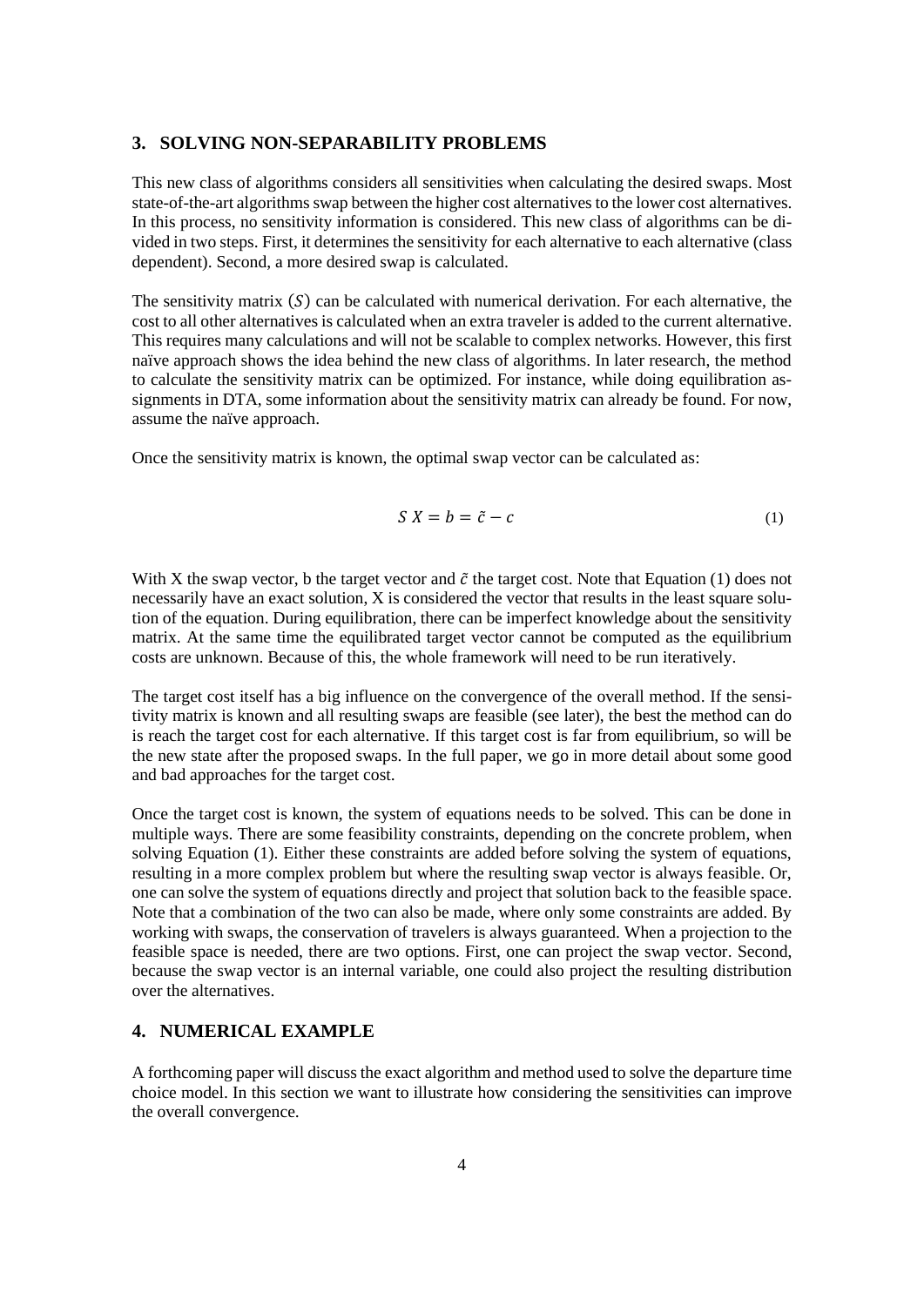## 3. SOLVING NON-SEPARABILITY PROBLEMS

This new class of algorithms considers all sensitivities when calculating the desired swaps. Most state-of-the-art algorithms swap between the higher cost alternatives to the lower cost alternatives. In this process, no sensitivity information is considered. This new class of algorithms can be divided in two steps. First, it determines the sensitivity for each alternative to each alternative (class dependent). Second, a more desired swap is calculated.

The sensitivity matrix $(S)$ can be calculated with numerical derivation. For each alternative, the cost to all other alternatives is calculated when an extra traveler is added to the current alternative. This requires many calculations and will not be scalable to complex networks. However, this first naïve approach shows the idea behind the new class of algorithms. In later research, the method to calculate the sensitivity matrix can be optimized. For instance, while doing equilibration assignments in DTA, some information about the sensitivity matrix can already be found. For now, assume the naïve approach.

Once the sensitivity matrix is known, the optimal swap vector can be calculated as:

$$S\ X = b = \tilde{c} - c \tag{1}$$

With X the swap vector, b the target vector and $\tilde{c}$ the target cost. Note that Equation (1) does not necessarily have an exact solution, X is considered the vector that results in the least square solution of the equation. During equilibration, there can be imperfect knowledge about the sensitivity matrix. At the same time the equilibrated target vector cannot be computed as the equilibrium costs are unknown. Because of this, the whole framework will need to be run iteratively.

The target cost itself has a big influence on the convergence of the overall method. If the sensitivity matrix is known and all resulting swaps are feasible (see later), the best the method can do is reach the target cost for each alternative. If this target cost is far from equilibrium, so will be the new state after the proposed swaps. In the full paper, we go in more detail about some good and bad approaches for the target cost.

Once the target cost is known, the system of equations needs to be solved. This can be done in multiple ways. There are some feasibility constraints, depending on the concrete problem, when solving Equation (1). Either these constraints are added before solving the system of equations, resulting in a more complex problem but where the resulting swap vector is always feasible. Or, one can solve the system of equations directly and project that solution back to the feasible space. Note that a combination of the two can also be made, where only some constraints are added. By working with swaps, the conservation of travelers is always guaranteed. When a projection to the feasible space is needed, there are two options. First, one can project the swap vector. Second, because the swap vector is an internal variable, one could also project the resulting distribution over the alternatives.

## 4. NUMERICAL EXAMPLE

A forthcoming paper will discuss the exact algorithm and method used to solve the departure time choice model. In this section we want to illustrate how considering the sensitivities can improve the overall convergence.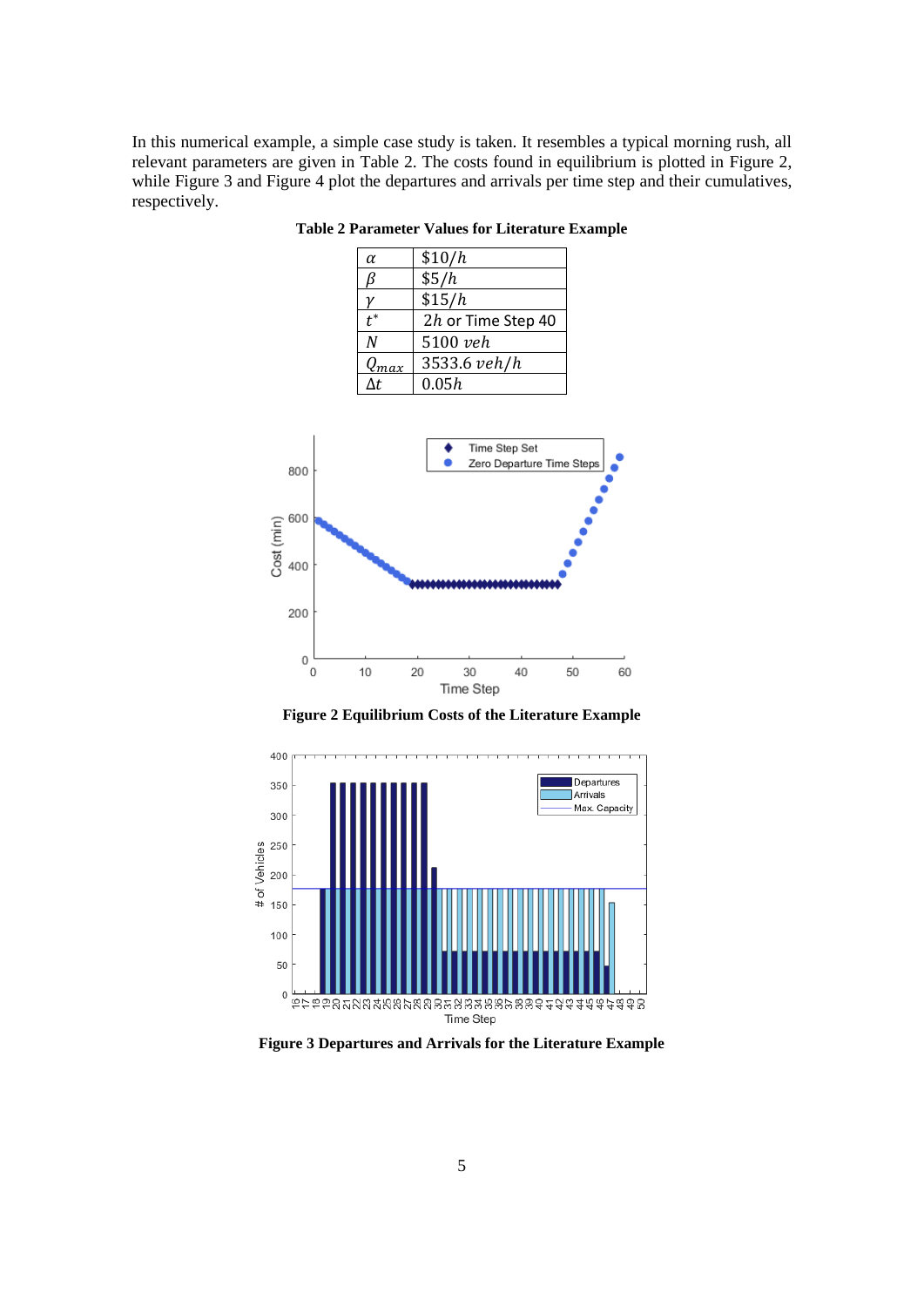In this numerical example, a simple case study is taken. It resembles a typical morning rush, all relevant parameters are given in Table 2. The costs found in equilibrium is plotted in Figure 2, while Figure 3 and Figure 4 plot the departures and arrivals per time step and their cumulatives, respectively.

**Table 2 Parameter Values for Literature Example**

| | |
|---|---|
| $\alpha$ | $\$10/h$ |
| $\beta$ | $\$5/h$ |
| $\gamma$ | $\$15/h$ |
| $t^*$ | $2h$ or Time Step 40 |
| $N$ | $5100\ veh$ |
| $Q_{max}$ | $3533.6\ veh/h$ |
| $\Delta t$ | $0.05h$ |

**Figure 2 Equilibrium Costs of the Literature Example**

**Figure 3 Departures and Arrivals for the Literature Example**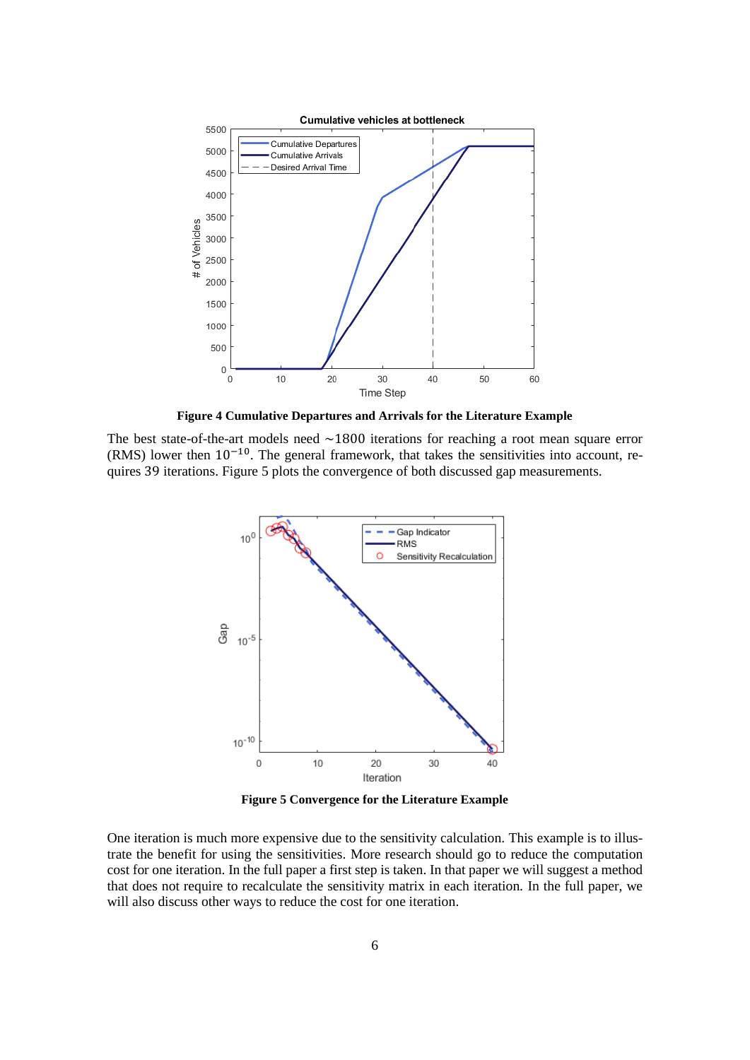**Figure 4 Cumulative Departures and Arrivals for the Literature Example**

The best state-of-the-art models need $\sim$1800 iterations for reaching a root mean square error (RMS) lower then $10^{-10}$. The general framework, that takes the sensitivities into account, requires 39 iterations. Figure 5 plots the convergence of both discussed gap measurements.

**Figure 5 Convergence for the Literature Example**

One iteration is much more expensive due to the sensitivity calculation. This example is to illustrate the benefit for using the sensitivities. More research should go to reduce the computation cost for one iteration. In the full paper a first step is taken. In that paper we will suggest a method that does not require to recalculate the sensitivity matrix in each iteration. In the full paper, we will also discuss other ways to reduce the cost for one iteration.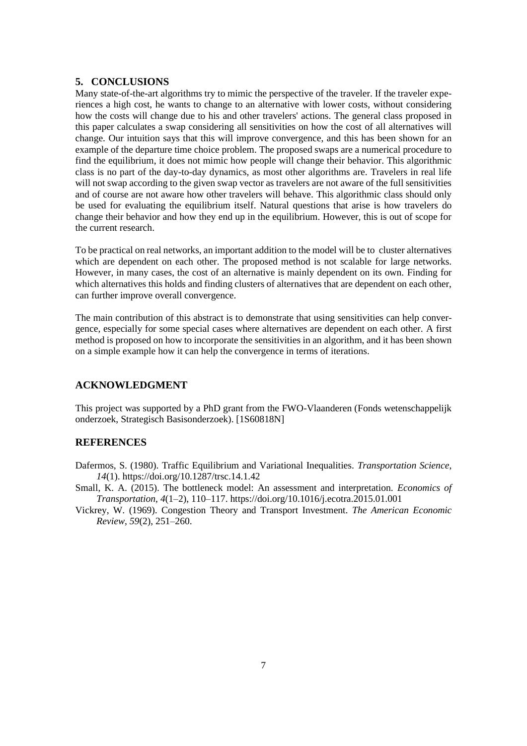## 5. CONCLUSIONS

Many state-of-the-art algorithms try to mimic the perspective of the traveler. If the traveler experiences a high cost, he wants to change to an alternative with lower costs, without considering how the costs will change due to his and other travelers' actions. The general class proposed in this paper calculates a swap considering all sensitivities on how the cost of all alternatives will change. Our intuition says that this will improve convergence, and this has been shown for an example of the departure time choice problem. The proposed swaps are a numerical procedure to find the equilibrium, it does not mimic how people will change their behavior. This algorithmic class is no part of the day-to-day dynamics, as most other algorithms are. Travelers in real life will not swap according to the given swap vector as travelers are not aware of the full sensitivities and of course are not aware how other travelers will behave. This algorithmic class should only be used for evaluating the equilibrium itself. Natural questions that arise is how travelers do change their behavior and how they end up in the equilibrium. However, this is out of scope for the current research.

To be practical on real networks, an important addition to the model will be to cluster alternatives which are dependent on each other. The proposed method is not scalable for large networks. However, in many cases, the cost of an alternative is mainly dependent on its own. Finding for which alternatives this holds and finding clusters of alternatives that are dependent on each other, can further improve overall convergence.

The main contribution of this abstract is to demonstrate that using sensitivities can help convergence, especially for some special cases where alternatives are dependent on each other. A first method is proposed on how to incorporate the sensitivities in an algorithm, and it has been shown on a simple example how it can help the convergence in terms of iterations.

## ACKNOWLEDGMENT

This project was supported by a PhD grant from the FWO-Vlaanderen (Fonds wetenschappelijk onderzoek, Strategisch Basisonderzoek). [1S60818N]

## REFERENCES

Dafermos, S. (1980). Traffic Equilibrium and Variational Inequalities. *Transportation Science*, *14*(1). https://doi.org/10.1287/trsc.14.1.42

Small, K. A. (2015). The bottleneck model: An assessment and interpretation. *Economics of Transportation*, *4*(1–2), 110–117. https://doi.org/10.1016/j.ecotra.2015.01.001

Vickrey, W. (1969). Congestion Theory and Transport Investment. *The American Economic Review*, *59*(2), 251–260.